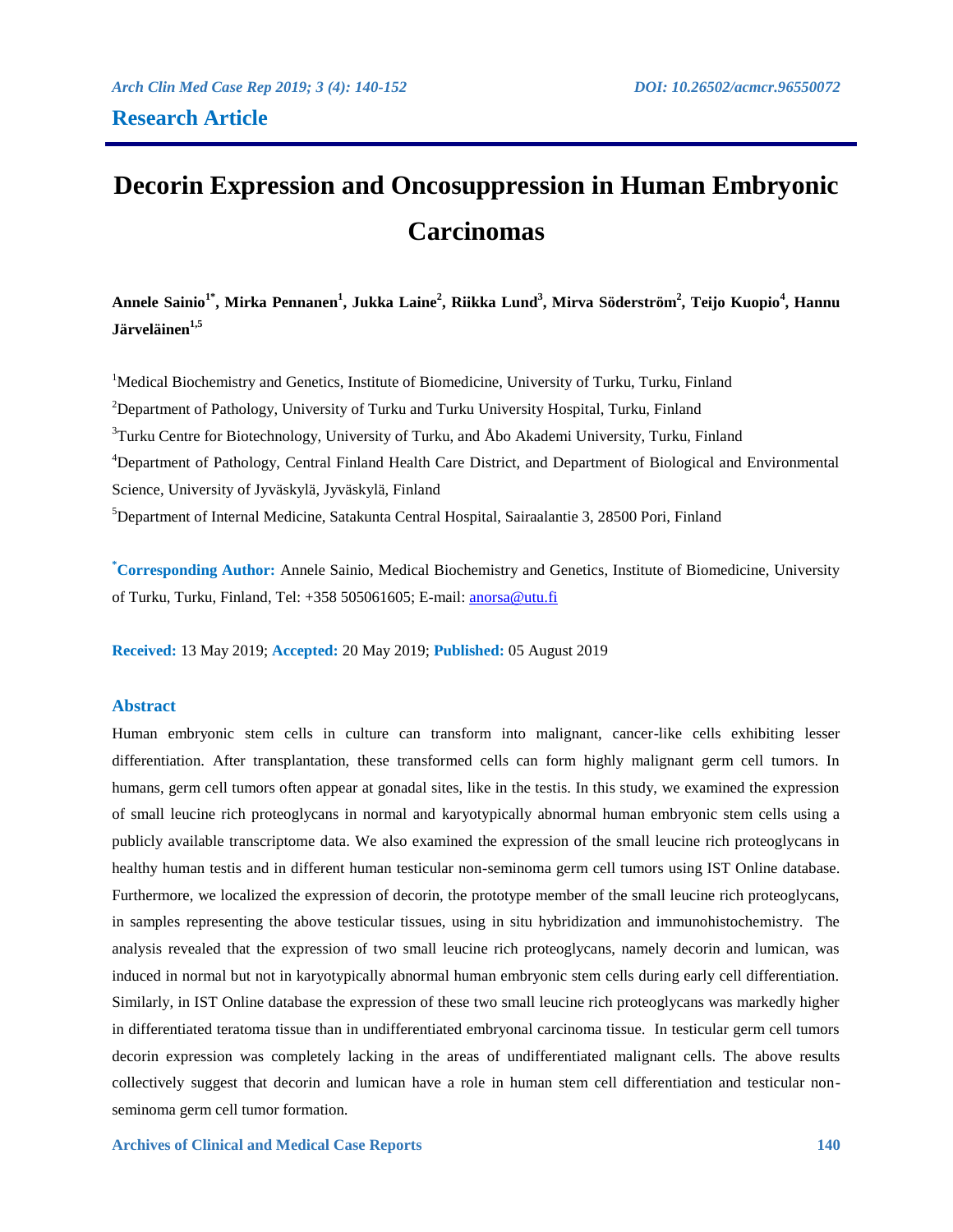## Research Article

# Decorin Expression and Oncosuppression in Human Embryonic Carcinomas

**Annele Sainio[1*], Mirka Pennanen[1], Jukka Laine[2], Riikka Lund[3], Mirva Söderström[2], Teijo Kuopio[4], Hannu Järveläinen[1,5]**

[1]Medical Biochemistry and Genetics, Institute of Biomedicine, University of Turku, Turku, Finland

[2]Department of Pathology, University of Turku and Turku University Hospital, Turku, Finland

[3]Turku Centre for Biotechnology, University of Turku, and Åbo Akademi University, Turku, Finland

[4]Department of Pathology, Central Finland Health Care District, and Department of Biological and Environmental Science, University of Jyväskylä, Jyväskylä, Finland

[5]Department of Internal Medicine, Satakunta Central Hospital, Sairaalantie 3, 28500 Pori, Finland

**[*]Corresponding Author:** Annele Sainio, Medical Biochemistry and Genetics, Institute of Biomedicine, University of Turku, Turku, Finland, Tel: +358 505061605; E-mail: anorsa@utu.fi

**Received:** 13 May 2019; **Accepted:** 20 May 2019; **Published:** 05 August 2019

### Abstract

Human embryonic stem cells in culture can transform into malignant, cancer-like cells exhibiting lesser differentiation. After transplantation, these transformed cells can form highly malignant germ cell tumors. In humans, germ cell tumors often appear at gonadal sites, like in the testis. In this study, we examined the expression of small leucine rich proteoglycans in normal and karyotypically abnormal human embryonic stem cells using a publicly available transcriptome data. We also examined the expression of the small leucine rich proteoglycans in healthy human testis and in different human testicular non-seminoma germ cell tumors using IST Online database. Furthermore, we localized the expression of decorin, the prototype member of the small leucine rich proteoglycans, in samples representing the above testicular tissues, using in situ hybridization and immunohistochemistry. The analysis revealed that the expression of two small leucine rich proteoglycans, namely decorin and lumican, was induced in normal but not in karyotypically abnormal human embryonic stem cells during early cell differentiation. Similarly, in IST Online database the expression of these two small leucine rich proteoglycans was markedly higher in differentiated teratoma tissue than in undifferentiated embryonal carcinoma tissue. In testicular germ cell tumors decorin expression was completely lacking in the areas of undifferentiated malignant cells. The above results collectively suggest that decorin and lumican have a role in human stem cell differentiation and testicular non-seminoma germ cell tumor formation.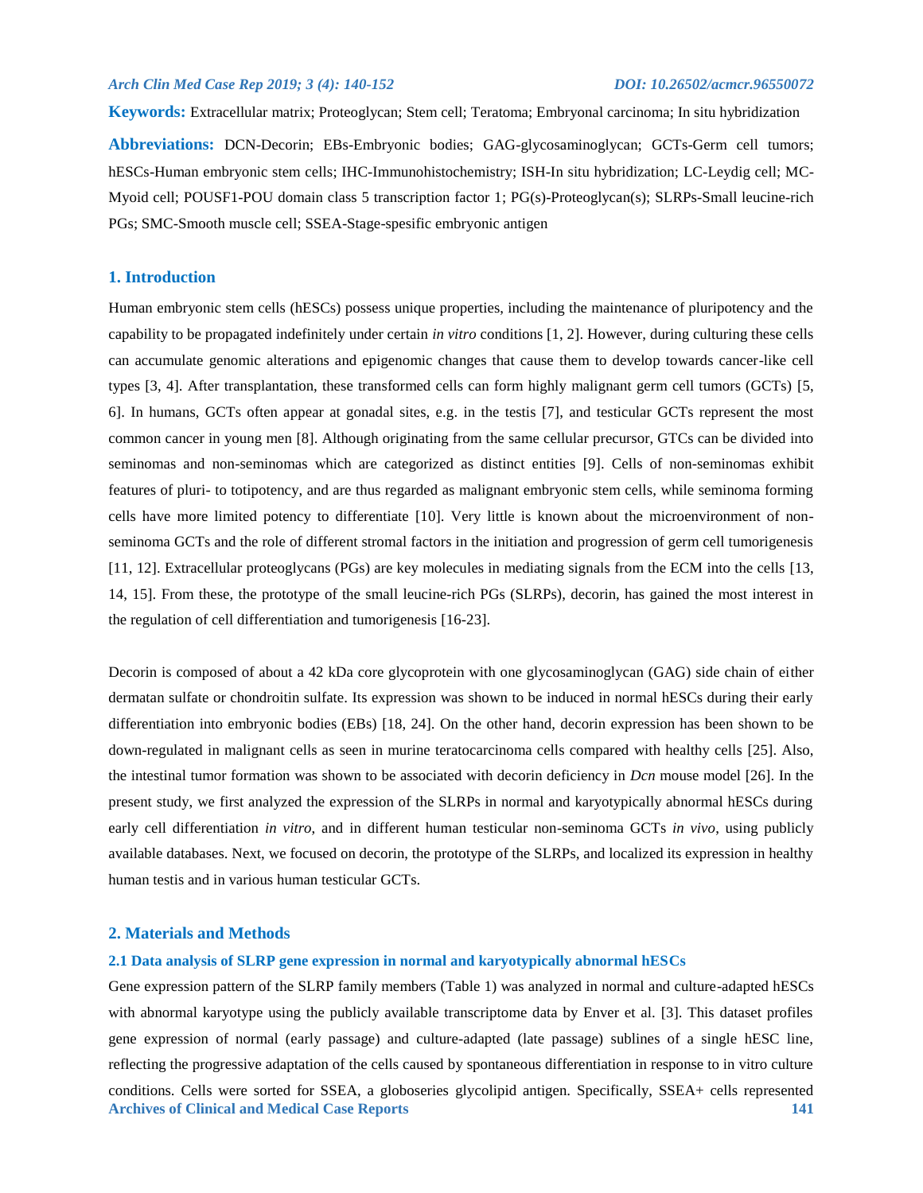**Keywords:** Extracellular matrix; Proteoglycan; Stem cell; Teratoma; Embryonal carcinoma; In situ hybridization

**Abbreviations:** DCN-Decorin; EBs-Embryonic bodies; GAG-glycosaminoglycan; GCTs-Germ cell tumors; hESCs-Human embryonic stem cells; IHC-Immunohistochemistry; ISH-In situ hybridization; LC-Leydig cell; MC-Myoid cell; POUSF1-POU domain class 5 transcription factor 1; PG(s)-Proteoglycan(s); SLRPs-Small leucine-rich PGs; SMC-Smooth muscle cell; SSEA-Stage-spesific embryonic antigen

## 1. Introduction

Human embryonic stem cells (hESCs) possess unique properties, including the maintenance of pluripotency and the capability to be propagated indefinitely under certain *in vitro* conditions [1, 2]. However, during culturing these cells can accumulate genomic alterations and epigenomic changes that cause them to develop towards cancer-like cell types [3, 4]. After transplantation, these transformed cells can form highly malignant germ cell tumors (GCTs) [5, 6]. In humans, GCTs often appear at gonadal sites, e.g. in the testis [7], and testicular GCTs represent the most common cancer in young men [8]. Although originating from the same cellular precursor, GTCs can be divided into seminomas and non-seminomas which are categorized as distinct entities [9]. Cells of non-seminomas exhibit features of pluri- to totipotency, and are thus regarded as malignant embryonic stem cells, while seminoma forming cells have more limited potency to differentiate [10]. Very little is known about the microenvironment of non-seminoma GCTs and the role of different stromal factors in the initiation and progression of germ cell tumorigenesis [11, 12]. Extracellular proteoglycans (PGs) are key molecules in mediating signals from the ECM into the cells [13, 14, 15]. From these, the prototype of the small leucine-rich PGs (SLRPs), decorin, has gained the most interest in the regulation of cell differentiation and tumorigenesis [16-23].

Decorin is composed of about a 42 kDa core glycoprotein with one glycosaminoglycan (GAG) side chain of either dermatan sulfate or chondroitin sulfate. Its expression was shown to be induced in normal hESCs during their early differentiation into embryonic bodies (EBs) [18, 24]. On the other hand, decorin expression has been shown to be down-regulated in malignant cells as seen in murine teratocarcinoma cells compared with healthy cells [25]. Also, the intestinal tumor formation was shown to be associated with decorin deficiency in *Dcn* mouse model [26]. In the present study, we first analyzed the expression of the SLRPs in normal and karyotypically abnormal hESCs during early cell differentiation *in vitro*, and in different human testicular non-seminoma GCTs *in vivo*, using publicly available databases. Next, we focused on decorin, the prototype of the SLRPs, and localized its expression in healthy human testis and in various human testicular GCTs.

## 2. Materials and Methods

### 2.1 Data analysis of SLRP gene expression in normal and karyotypically abnormal hESCs

Gene expression pattern of the SLRP family members (Table 1) was analyzed in normal and culture-adapted hESCs with abnormal karyotype using the publicly available transcriptome data by Enver et al. [3]. This dataset profiles gene expression of normal (early passage) and culture-adapted (late passage) sublines of a single hESC line, reflecting the progressive adaptation of the cells caused by spontaneous differentiation in response to in vitro culture conditions. Cells were sorted for SSEA, a globoseries glycolipid antigen. Specifically, SSEA+ cells represented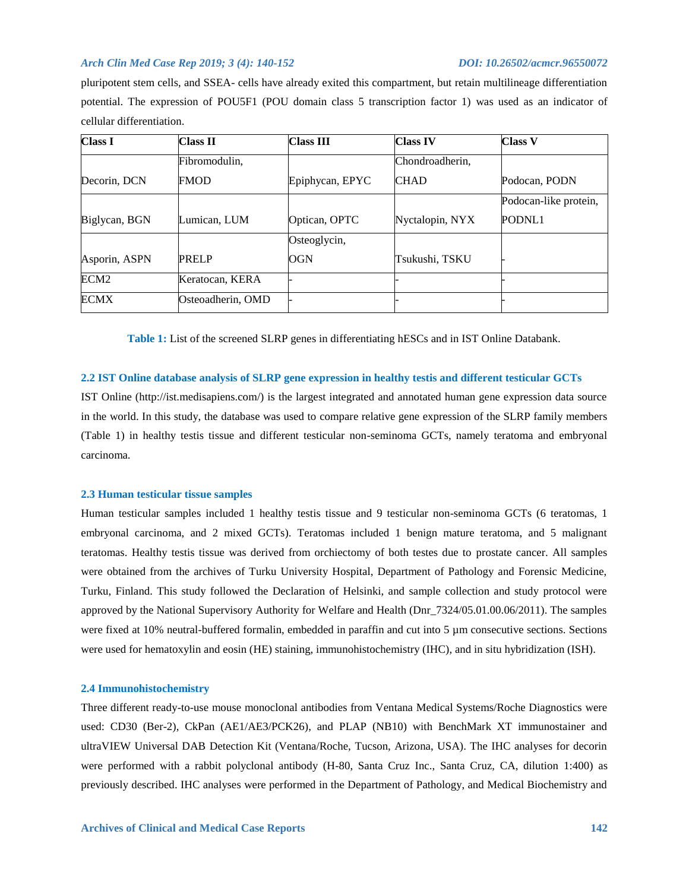pluripotent stem cells, and SSEA- cells have already exited this compartment, but retain multilineage differentiation potential. The expression of POU5F1 (POU domain class 5 transcription factor 1) was used as an indicator of cellular differentiation.

| Class I | Class II | Class III | Class IV | Class V |
|---|---|---|---|---|
| Decorin, DCN | Fibromodulin, FMOD | Epiphycan, EPYC | Chondroadherin, CHAD | Podocan, PODN |
| Biglycan, BGN | Lumican, LUM | Optican, OPTC | Nyctalopin, NYX | Podocan-like protein, PODNL1 |
| Asporin, ASPN | PRELP | Osteoglycin, OGN | Tsukushi, TSKU | - |
| ECM2 | Keratocan, KERA | - | - | - |
| ECMX | Osteoadherin, OMD | - | - | - |

**Table 1:** List of the screened SLRP genes in differentiating hESCs and in IST Online Databank.

### 2.2 IST Online database analysis of SLRP gene expression in healthy testis and different testicular GCTs

IST Online (http://ist.medisapiens.com/) is the largest integrated and annotated human gene expression data source in the world. In this study, the database was used to compare relative gene expression of the SLRP family members (Table 1) in healthy testis tissue and different testicular non-seminoma GCTs, namely teratoma and embryonal carcinoma.

### 2.3 Human testicular tissue samples

Human testicular samples included 1 healthy testis tissue and 9 testicular non-seminoma GCTs (6 teratomas, 1 embryonal carcinoma, and 2 mixed GCTs). Teratomas included 1 benign mature teratoma, and 5 malignant teratomas. Healthy testis tissue was derived from orchiectomy of both testes due to prostate cancer. All samples were obtained from the archives of Turku University Hospital, Department of Pathology and Forensic Medicine, Turku, Finland. This study followed the Declaration of Helsinki, and sample collection and study protocol were approved by the National Supervisory Authority for Welfare and Health (Dnr_7324/05.01.00.06/2011). The samples were fixed at 10% neutral-buffered formalin, embedded in paraffin and cut into 5 µm consecutive sections. Sections were used for hematoxylin and eosin (HE) staining, immunohistochemistry (IHC), and in situ hybridization (ISH).

### 2.4 Immunohistochemistry

Three different ready-to-use mouse monoclonal antibodies from Ventana Medical Systems/Roche Diagnostics were used: CD30 (Ber-2), CkPan (AE1/AE3/PCK26), and PLAP (NB10) with BenchMark XT immunostainer and ultraVIEW Universal DAB Detection Kit (Ventana/Roche, Tucson, Arizona, USA). The IHC analyses for decorin were performed with a rabbit polyclonal antibody (H-80, Santa Cruz Inc., Santa Cruz, CA, dilution 1:400) as previously described. IHC analyses were performed in the Department of Pathology, and Medical Biochemistry and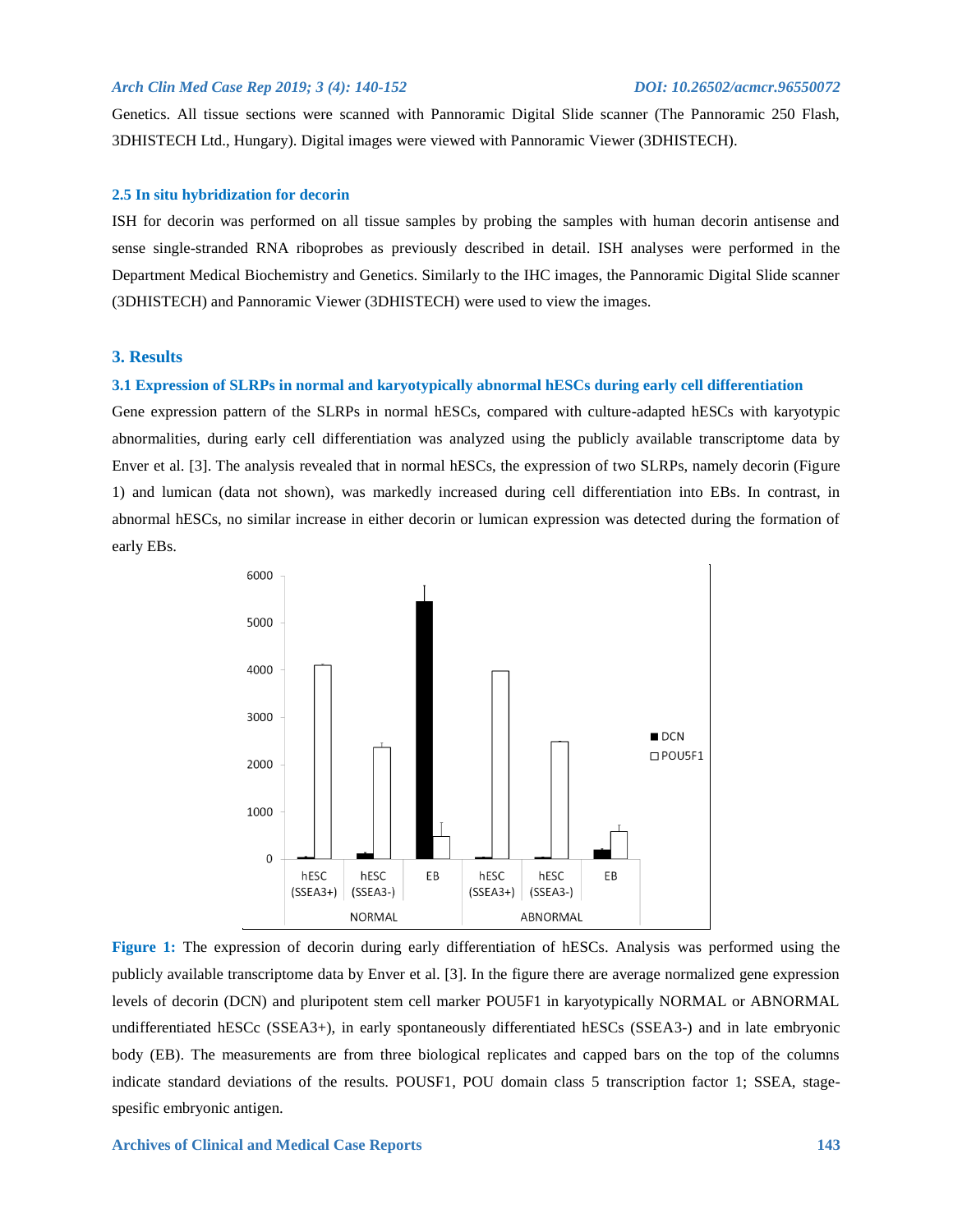Genetics. All tissue sections were scanned with Pannoramic Digital Slide scanner (The Pannoramic 250 Flash, 3DHISTECH Ltd., Hungary). Digital images were viewed with Pannoramic Viewer (3DHISTECH).

### 2.5 In situ hybridization for decorin

ISH for decorin was performed on all tissue samples by probing the samples with human decorin antisense and sense single-stranded RNA riboprobes as previously described in detail. ISH analyses were performed in the Department Medical Biochemistry and Genetics. Similarly to the IHC images, the Pannoramic Digital Slide scanner (3DHISTECH) and Pannoramic Viewer (3DHISTECH) were used to view the images.

## 3. Results

### 3.1 Expression of SLRPs in normal and karyotypically abnormal hESCs during early cell differentiation

Gene expression pattern of the SLRPs in normal hESCs, compared with culture-adapted hESCs with karyotypic abnormalities, during early cell differentiation was analyzed using the publicly available transcriptome data by Enver et al. [3]. The analysis revealed that in normal hESCs, the expression of two SLRPs, namely decorin (Figure 1) and lumican (data not shown), was markedly increased during cell differentiation into EBs. In contrast, in abnormal hESCs, no similar increase in either decorin or lumican expression was detected during the formation of early EBs.

**Figure 1:** The expression of decorin during early differentiation of hESCs. Analysis was performed using the publicly available transcriptome data by Enver et al. [3]. In the figure there are average normalized gene expression levels of decorin (DCN) and pluripotent stem cell marker POU5F1 in karyotypically NORMAL or ABNORMAL undifferentiated hESCc (SSEA3+), in early spontaneously differentiated hESCs (SSEA3-) and in late embryonic body (EB). The measurements are from three biological replicates and capped bars on the top of the columns indicate standard deviations of the results. POUSF1, POU domain class 5 transcription factor 1; SSEA, stage-spesific embryonic antigen.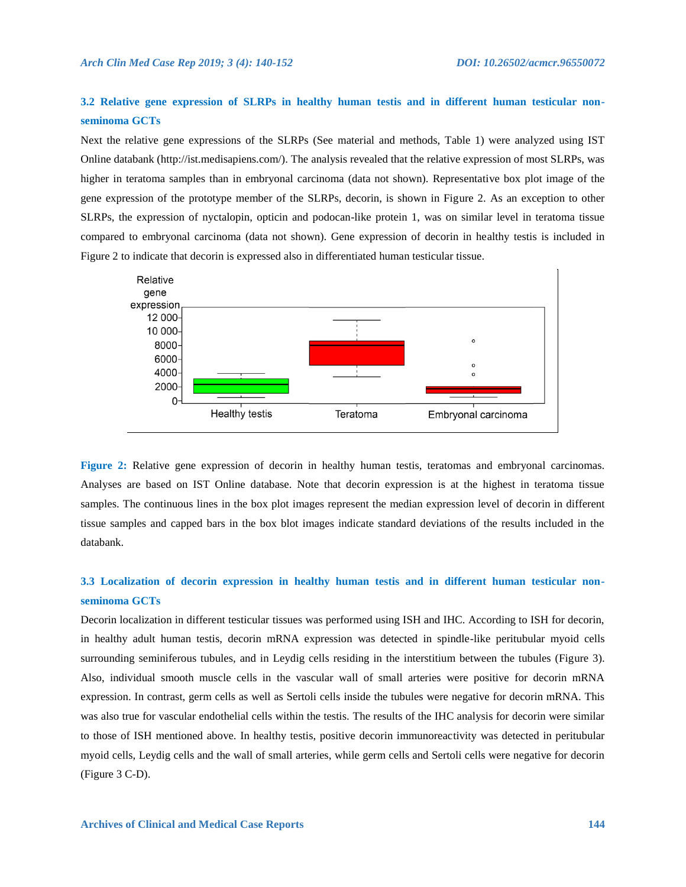### 3.2 Relative gene expression of SLRPs in healthy human testis and in different human testicular non-seminoma GCTs

Next the relative gene expressions of the SLRPs (See material and methods, Table 1) were analyzed using IST Online databank (http://ist.medisapiens.com/). The analysis revealed that the relative expression of most SLRPs, was higher in teratoma samples than in embryonal carcinoma (data not shown). Representative box plot image of the gene expression of the prototype member of the SLRPs, decorin, is shown in Figure 2. As an exception to other SLRPs, the expression of nyctalopin, opticin and podocan-like protein 1, was on similar level in teratoma tissue compared to embryonal carcinoma (data not shown). Gene expression of decorin in healthy testis is included in Figure 2 to indicate that decorin is expressed also in differentiated human testicular tissue.

**Figure 2:** Relative gene expression of decorin in healthy human testis, teratomas and embryonal carcinomas. Analyses are based on IST Online database. Note that decorin expression is at the highest in teratoma tissue samples. The continuous lines in the box plot images represent the median expression level of decorin in different tissue samples and capped bars in the box blot images indicate standard deviations of the results included in the databank.

### 3.3 Localization of decorin expression in healthy human testis and in different human testicular non-seminoma GCTs

Decorin localization in different testicular tissues was performed using ISH and IHC. According to ISH for decorin, in healthy adult human testis, decorin mRNA expression was detected in spindle-like peritubular myoid cells surrounding seminiferous tubules, and in Leydig cells residing in the interstitium between the tubules (Figure 3). Also, individual smooth muscle cells in the vascular wall of small arteries were positive for decorin mRNA expression. In contrast, germ cells as well as Sertoli cells inside the tubules were negative for decorin mRNA. This was also true for vascular endothelial cells within the testis. The results of the IHC analysis for decorin were similar to those of ISH mentioned above. In healthy testis, positive decorin immunoreactivity was detected in peritubular myoid cells, Leydig cells and the wall of small arteries, while germ cells and Sertoli cells were negative for decorin (Figure 3 C-D).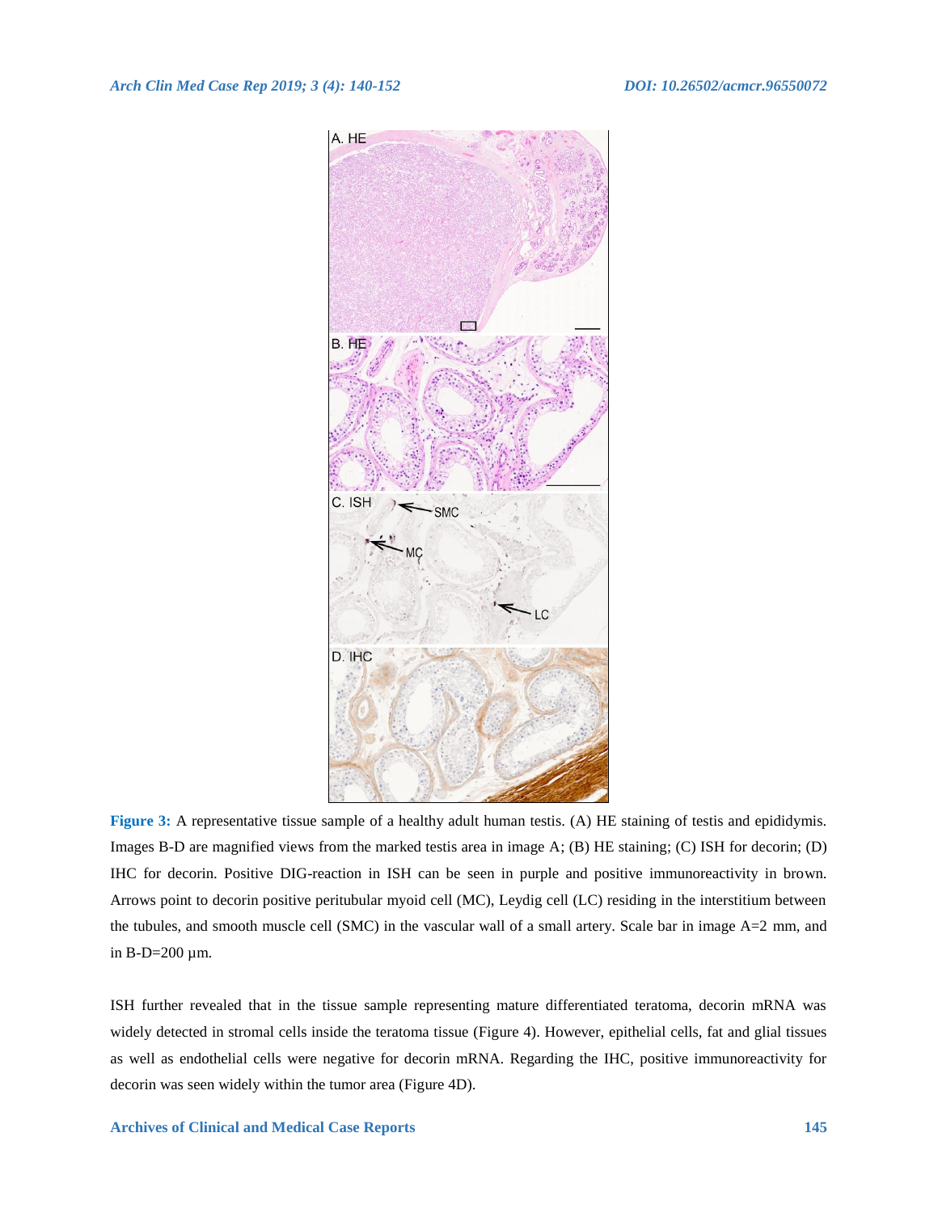**Figure 3:** A representative tissue sample of a healthy adult human testis. (A) HE staining of testis and epididymis. Images B-D are magnified views from the marked testis area in image A; (B) HE staining; (C) ISH for decorin; (D) IHC for decorin. Positive DIG-reaction in ISH can be seen in purple and positive immunoreactivity in brown. Arrows point to decorin positive peritubular myoid cell (MC), Leydig cell (LC) residing in the interstitium between the tubules, and smooth muscle cell (SMC) in the vascular wall of a small artery. Scale bar in image A=2 mm, and in B-D=200 µm.

ISH further revealed that in the tissue sample representing mature differentiated teratoma, decorin mRNA was widely detected in stromal cells inside the teratoma tissue (Figure 4). However, epithelial cells, fat and glial tissues as well as endothelial cells were negative for decorin mRNA. Regarding the IHC, positive immunoreactivity for decorin was seen widely within the tumor area (Figure 4D).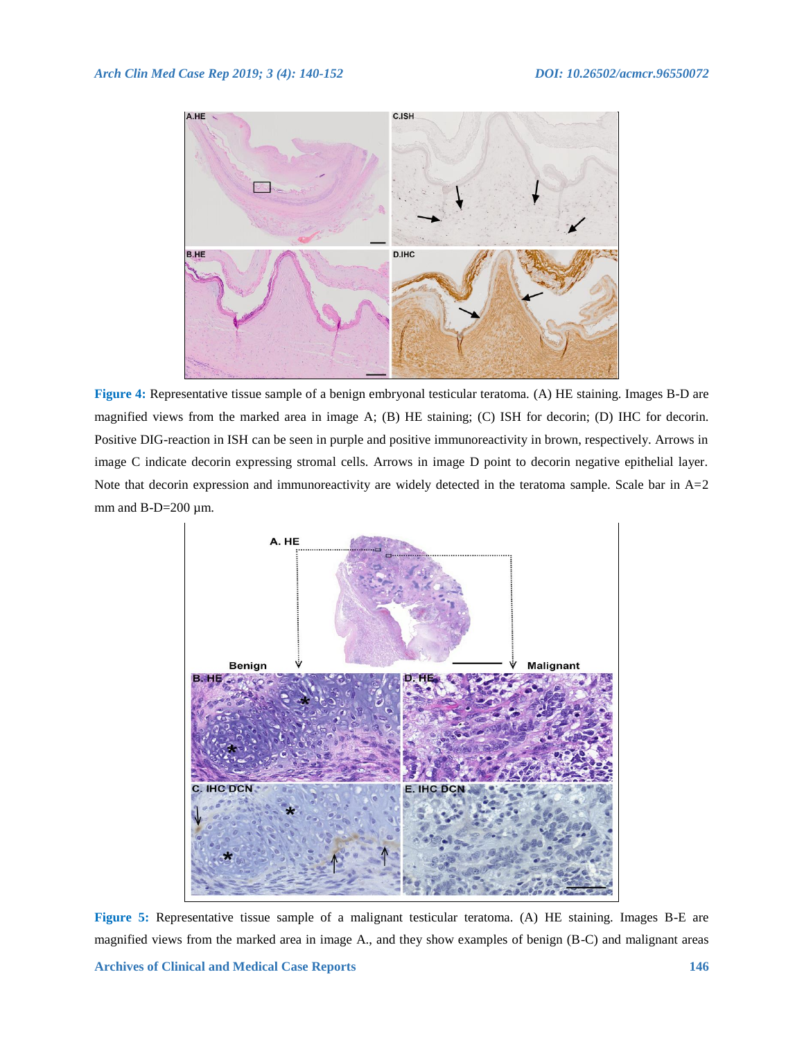**Figure 4:** Representative tissue sample of a benign embryonal testicular teratoma. (A) HE staining. Images B-D are magnified views from the marked area in image A; (B) HE staining; (C) ISH for decorin; (D) IHC for decorin. Positive DIG-reaction in ISH can be seen in purple and positive immunoreactivity in brown, respectively. Arrows in image C indicate decorin expressing stromal cells. Arrows in image D point to decorin negative epithelial layer. Note that decorin expression and immunoreactivity are widely detected in the teratoma sample. Scale bar in A=2 mm and B-D=200 µm.

**Figure 5:** Representative tissue sample of a malignant testicular teratoma. (A) HE staining. Images B-E are magnified views from the marked area in image A., and they show examples of benign (B-C) and malignant areas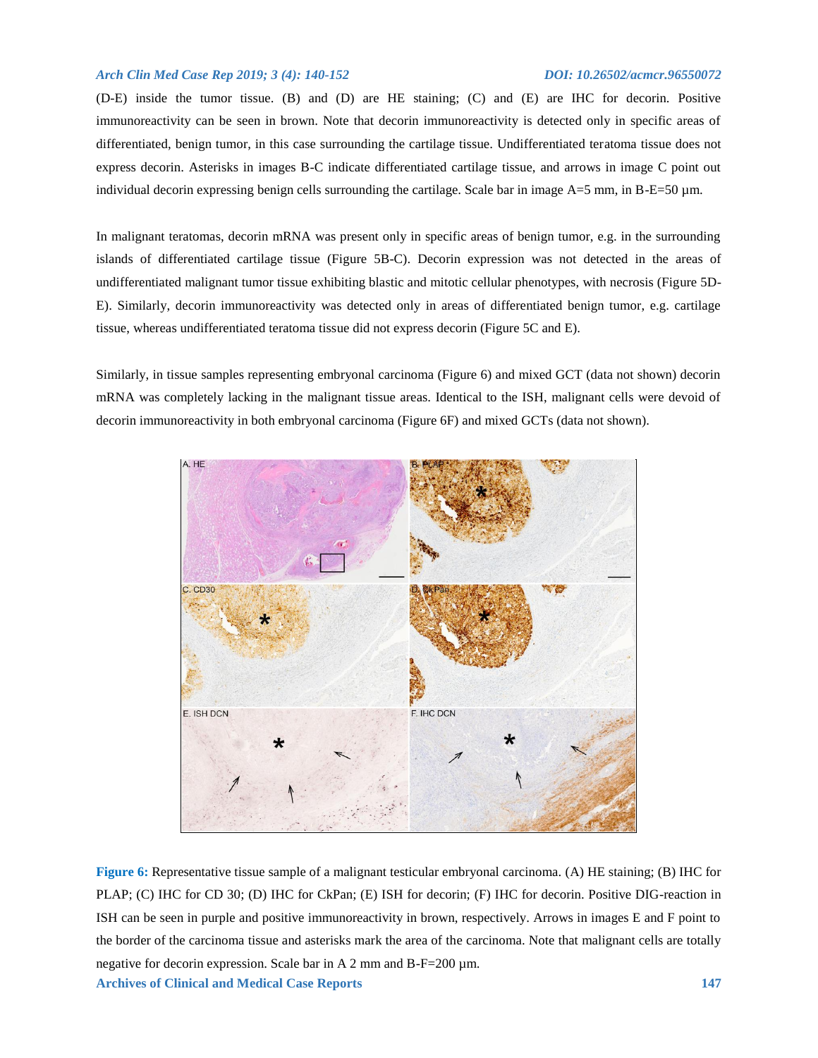(D-E) inside the tumor tissue. (B) and (D) are HE staining; (C) and (E) are IHC for decorin. Positive immunoreactivity can be seen in brown. Note that decorin immunoreactivity is detected only in specific areas of differentiated, benign tumor, in this case surrounding the cartilage tissue. Undifferentiated teratoma tissue does not express decorin. Asterisks in images B-C indicate differentiated cartilage tissue, and arrows in image C point out individual decorin expressing benign cells surrounding the cartilage. Scale bar in image A=5 mm, in B-E=50 µm.

In malignant teratomas, decorin mRNA was present only in specific areas of benign tumor, e.g. in the surrounding islands of differentiated cartilage tissue (Figure 5B-C). Decorin expression was not detected in the areas of undifferentiated malignant tumor tissue exhibiting blastic and mitotic cellular phenotypes, with necrosis (Figure 5D-E). Similarly, decorin immunoreactivity was detected only in areas of differentiated benign tumor, e.g. cartilage tissue, whereas undifferentiated teratoma tissue did not express decorin (Figure 5C and E).

Similarly, in tissue samples representing embryonal carcinoma (Figure 6) and mixed GCT (data not shown) decorin mRNA was completely lacking in the malignant tissue areas. Identical to the ISH, malignant cells were devoid of decorin immunoreactivity in both embryonal carcinoma (Figure 6F) and mixed GCTs (data not shown).

**Figure 6:** Representative tissue sample of a malignant testicular embryonal carcinoma. (A) HE staining; (B) IHC for PLAP; (C) IHC for CD 30; (D) IHC for CkPan; (E) ISH for decorin; (F) IHC for decorin. Positive DIG-reaction in ISH can be seen in purple and positive immunoreactivity in brown, respectively. Arrows in images E and F point to the border of the carcinoma tissue and asterisks mark the area of the carcinoma. Note that malignant cells are totally negative for decorin expression. Scale bar in A 2 mm and B-F=200 µm.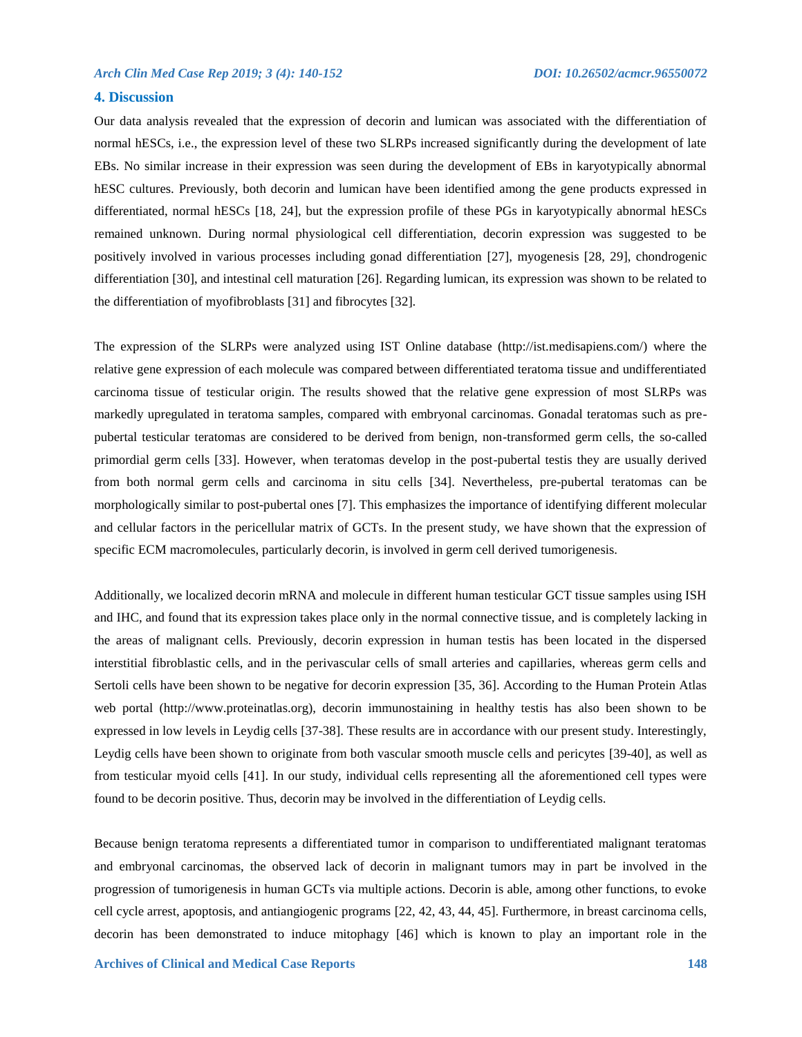## 4. Discussion

Our data analysis revealed that the expression of decorin and lumican was associated with the differentiation of normal hESCs, i.e., the expression level of these two SLRPs increased significantly during the development of late EBs. No similar increase in their expression was seen during the development of EBs in karyotypically abnormal hESC cultures. Previously, both decorin and lumican have been identified among the gene products expressed in differentiated, normal hESCs [18, 24], but the expression profile of these PGs in karyotypically abnormal hESCs remained unknown. During normal physiological cell differentiation, decorin expression was suggested to be positively involved in various processes including gonad differentiation [27], myogenesis [28, 29], chondrogenic differentiation [30], and intestinal cell maturation [26]. Regarding lumican, its expression was shown to be related to the differentiation of myofibroblasts [31] and fibrocytes [32].

The expression of the SLRPs were analyzed using IST Online database (http://ist.medisapiens.com/) where the relative gene expression of each molecule was compared between differentiated teratoma tissue and undifferentiated carcinoma tissue of testicular origin. The results showed that the relative gene expression of most SLRPs was markedly upregulated in teratoma samples, compared with embryonal carcinomas. Gonadal teratomas such as pre-pubertal testicular teratomas are considered to be derived from benign, non-transformed germ cells, the so-called primordial germ cells [33]. However, when teratomas develop in the post-pubertal testis they are usually derived from both normal germ cells and carcinoma in situ cells [34]. Nevertheless, pre-pubertal teratomas can be morphologically similar to post-pubertal ones [7]. This emphasizes the importance of identifying different molecular and cellular factors in the pericellular matrix of GCTs. In the present study, we have shown that the expression of specific ECM macromolecules, particularly decorin, is involved in germ cell derived tumorigenesis.

Additionally, we localized decorin mRNA and molecule in different human testicular GCT tissue samples using ISH and IHC, and found that its expression takes place only in the normal connective tissue, and is completely lacking in the areas of malignant cells. Previously, decorin expression in human testis has been located in the dispersed interstitial fibroblastic cells, and in the perivascular cells of small arteries and capillaries, whereas germ cells and Sertoli cells have been shown to be negative for decorin expression [35, 36]. According to the Human Protein Atlas web portal (http://www.proteinatlas.org), decorin immunostaining in healthy testis has also been shown to be expressed in low levels in Leydig cells [37-38]. These results are in accordance with our present study. Interestingly, Leydig cells have been shown to originate from both vascular smooth muscle cells and pericytes [39-40], as well as from testicular myoid cells [41]. In our study, individual cells representing all the aforementioned cell types were found to be decorin positive. Thus, decorin may be involved in the differentiation of Leydig cells.

Because benign teratoma represents a differentiated tumor in comparison to undifferentiated malignant teratomas and embryonal carcinomas, the observed lack of decorin in malignant tumors may in part be involved in the progression of tumorigenesis in human GCTs via multiple actions. Decorin is able, among other functions, to evoke cell cycle arrest, apoptosis, and antiangiogenic programs [22, 42, 43, 44, 45]. Furthermore, in breast carcinoma cells, decorin has been demonstrated to induce mitophagy [46] which is known to play an important role in the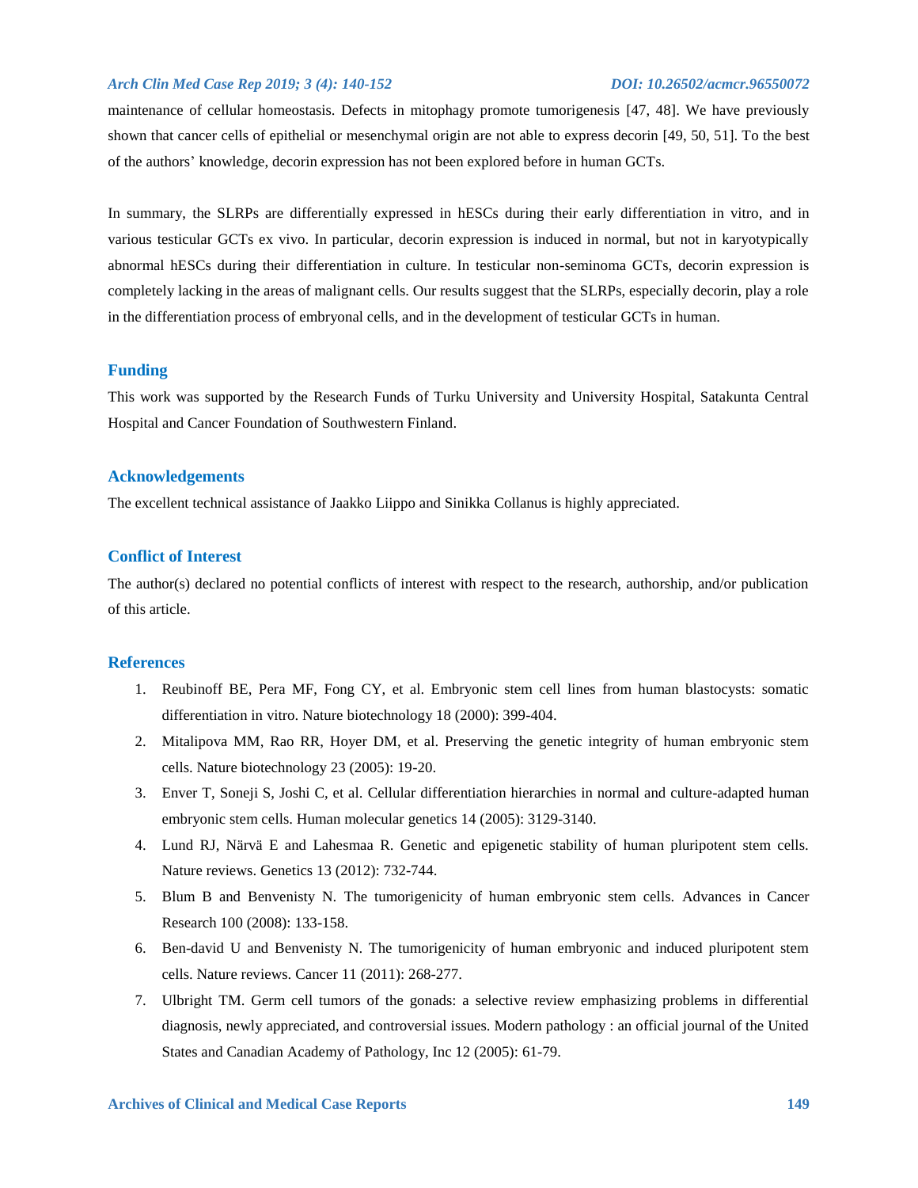maintenance of cellular homeostasis. Defects in mitophagy promote tumorigenesis [47, 48]. We have previously shown that cancer cells of epithelial or mesenchymal origin are not able to express decorin [49, 50, 51]. To the best of the authors' knowledge, decorin expression has not been explored before in human GCTs.

In summary, the SLRPs are differentially expressed in hESCs during their early differentiation in vitro, and in various testicular GCTs ex vivo. In particular, decorin expression is induced in normal, but not in karyotypically abnormal hESCs during their differentiation in culture. In testicular non-seminoma GCTs, decorin expression is completely lacking in the areas of malignant cells. Our results suggest that the SLRPs, especially decorin, play a role in the differentiation process of embryonal cells, and in the development of testicular GCTs in human.

## Funding

This work was supported by the Research Funds of Turku University and University Hospital, Satakunta Central Hospital and Cancer Foundation of Southwestern Finland.

## Acknowledgements

The excellent technical assistance of Jaakko Liippo and Sinikka Collanus is highly appreciated.

## Conflict of Interest

The author(s) declared no potential conflicts of interest with respect to the research, authorship, and/or publication of this article.

## References

1. Reubinoff BE, Pera MF, Fong CY, et al. Embryonic stem cell lines from human blastocysts: somatic differentiation in vitro. Nature biotechnology 18 (2000): 399-404.
2. Mitalipova MM, Rao RR, Hoyer DM, et al. Preserving the genetic integrity of human embryonic stem cells. Nature biotechnology 23 (2005): 19-20.
3. Enver T, Soneji S, Joshi C, et al. Cellular differentiation hierarchies in normal and culture-adapted human embryonic stem cells. Human molecular genetics 14 (2005): 3129-3140.
4. Lund RJ, Närvä E and Lahesmaa R. Genetic and epigenetic stability of human pluripotent stem cells. Nature reviews. Genetics 13 (2012): 732-744.
5. Blum B and Benvenisty N. The tumorigenicity of human embryonic stem cells. Advances in Cancer Research 100 (2008): 133-158.
6. Ben-david U and Benvenisty N. The tumorigenicity of human embryonic and induced pluripotent stem cells. Nature reviews. Cancer 11 (2011): 268-277.
7. Ulbright TM. Germ cell tumors of the gonads: a selective review emphasizing problems in differential diagnosis, newly appreciated, and controversial issues. Modern pathology : an official journal of the United States and Canadian Academy of Pathology, Inc 12 (2005): 61-79.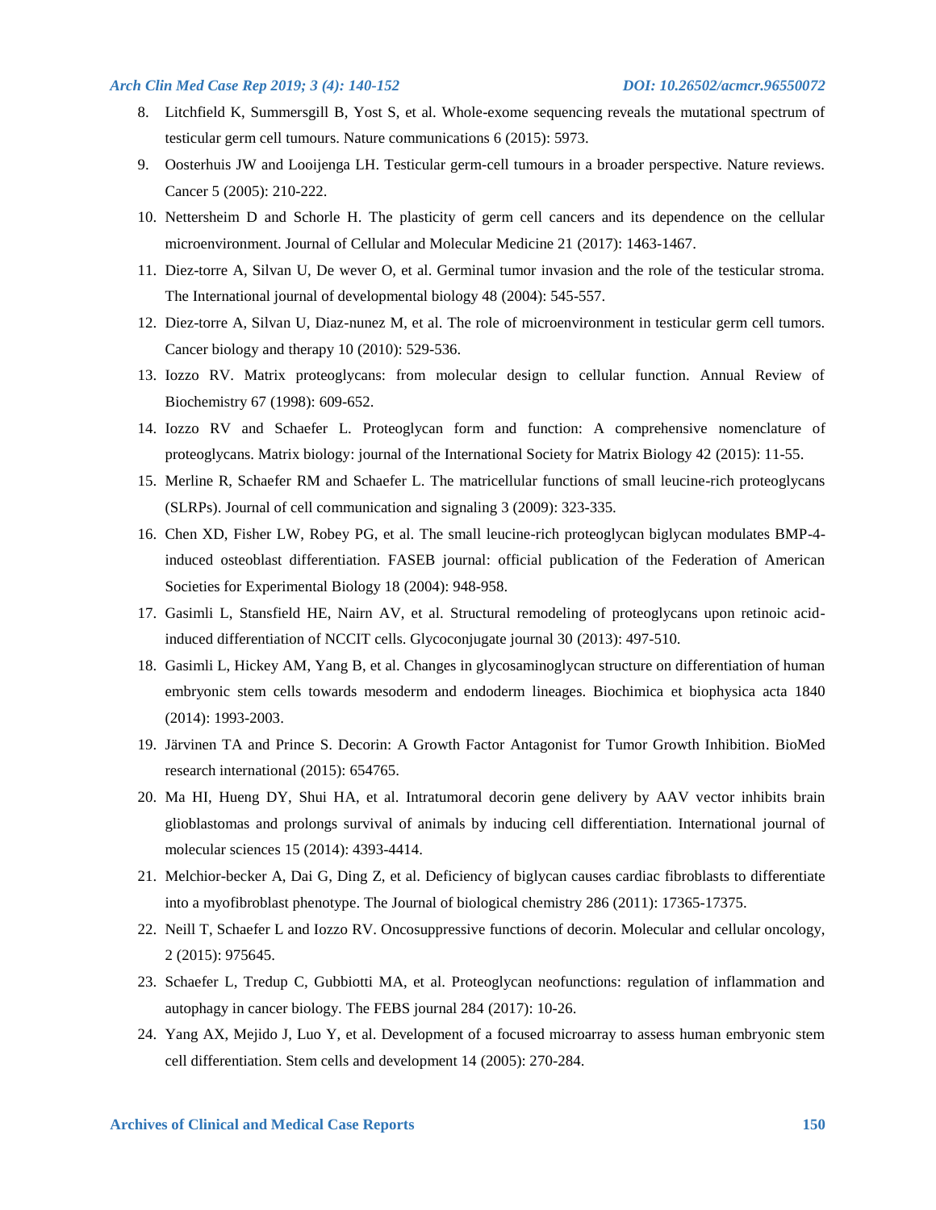8. Litchfield K, Summersgill B, Yost S, et al. Whole-exome sequencing reveals the mutational spectrum of testicular germ cell tumours. Nature communications 6 (2015): 5973.
9. Oosterhuis JW and Looijenga LH. Testicular germ-cell tumours in a broader perspective. Nature reviews. Cancer 5 (2005): 210-222.
10. Nettersheim D and Schorle H. The plasticity of germ cell cancers and its dependence on the cellular microenvironment. Journal of Cellular and Molecular Medicine 21 (2017): 1463-1467.
11. Diez-torre A, Silvan U, De wever O, et al. Germinal tumor invasion and the role of the testicular stroma. The International journal of developmental biology 48 (2004): 545-557.
12. Diez-torre A, Silvan U, Diaz-nunez M, et al. The role of microenvironment in testicular germ cell tumors. Cancer biology and therapy 10 (2010): 529-536.
13. Iozzo RV. Matrix proteoglycans: from molecular design to cellular function. Annual Review of Biochemistry 67 (1998): 609-652.
14. Iozzo RV and Schaefer L. Proteoglycan form and function: A comprehensive nomenclature of proteoglycans. Matrix biology: journal of the International Society for Matrix Biology 42 (2015): 11-55.
15. Merline R, Schaefer RM and Schaefer L. The matricellular functions of small leucine-rich proteoglycans (SLRPs). Journal of cell communication and signaling 3 (2009): 323-335.
16. Chen XD, Fisher LW, Robey PG, et al. The small leucine-rich proteoglycan biglycan modulates BMP-4-induced osteoblast differentiation. FASEB journal: official publication of the Federation of American Societies for Experimental Biology 18 (2004): 948-958.
17. Gasimli L, Stansfield HE, Nairn AV, et al. Structural remodeling of proteoglycans upon retinoic acid-induced differentiation of NCCIT cells. Glycoconjugate journal 30 (2013): 497-510.
18. Gasimli L, Hickey AM, Yang B, et al. Changes in glycosaminoglycan structure on differentiation of human embryonic stem cells towards mesoderm and endoderm lineages. Biochimica et biophysica acta 1840 (2014): 1993-2003.
19. Järvinen TA and Prince S. Decorin: A Growth Factor Antagonist for Tumor Growth Inhibition. BioMed research international (2015): 654765.
20. Ma HI, Hueng DY, Shui HA, et al. Intratumoral decorin gene delivery by AAV vector inhibits brain glioblastomas and prolongs survival of animals by inducing cell differentiation. International journal of molecular sciences 15 (2014): 4393-4414.
21. Melchior-becker A, Dai G, Ding Z, et al. Deficiency of biglycan causes cardiac fibroblasts to differentiate into a myofibroblast phenotype. The Journal of biological chemistry 286 (2011): 17365-17375.
22. Neill T, Schaefer L and Iozzo RV. Oncosuppressive functions of decorin. Molecular and cellular oncology, 2 (2015): 975645.
23. Schaefer L, Tredup C, Gubbiotti MA, et al. Proteoglycan neofunctions: regulation of inflammation and autophagy in cancer biology. The FEBS journal 284 (2017): 10-26.
24. Yang AX, Mejido J, Luo Y, et al. Development of a focused microarray to assess human embryonic stem cell differentiation. Stem cells and development 14 (2005): 270-284.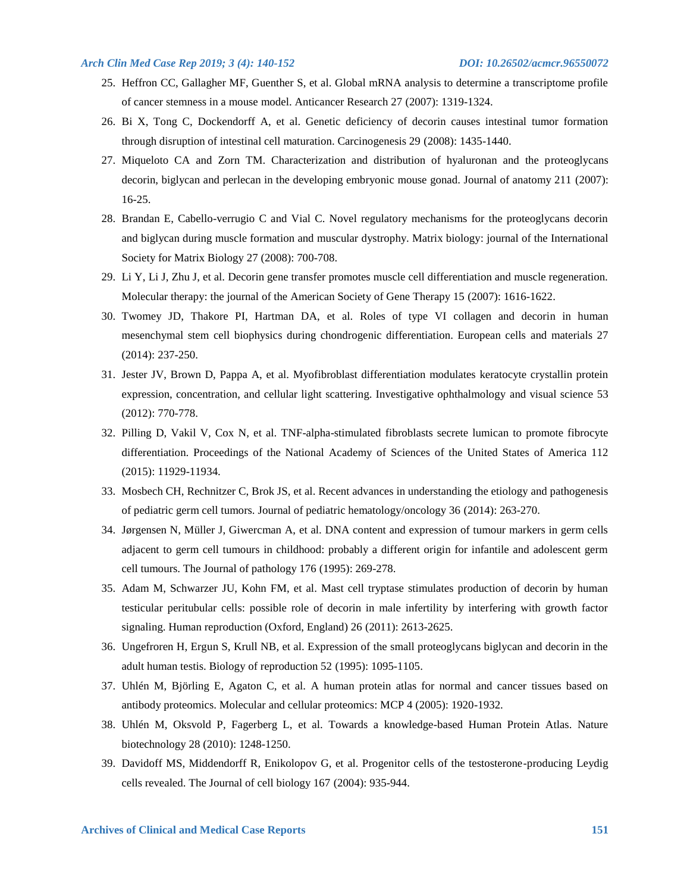25. Heffron CC, Gallagher MF, Guenther S, et al. Global mRNA analysis to determine a transcriptome profile of cancer stemness in a mouse model. Anticancer Research 27 (2007): 1319-1324.
26. Bi X, Tong C, Dockendorff A, et al. Genetic deficiency of decorin causes intestinal tumor formation through disruption of intestinal cell maturation. Carcinogenesis 29 (2008): 1435-1440.
27. Miqueloto CA and Zorn TM. Characterization and distribution of hyaluronan and the proteoglycans decorin, biglycan and perlecan in the developing embryonic mouse gonad. Journal of anatomy 211 (2007): 16-25.
28. Brandan E, Cabello-verrugio C and Vial C. Novel regulatory mechanisms for the proteoglycans decorin and biglycan during muscle formation and muscular dystrophy. Matrix biology: journal of the International Society for Matrix Biology 27 (2008): 700-708.
29. Li Y, Li J, Zhu J, et al. Decorin gene transfer promotes muscle cell differentiation and muscle regeneration. Molecular therapy: the journal of the American Society of Gene Therapy 15 (2007): 1616-1622.
30. Twomey JD, Thakore PI, Hartman DA, et al. Roles of type VI collagen and decorin in human mesenchymal stem cell biophysics during chondrogenic differentiation. European cells and materials 27 (2014): 237-250.
31. Jester JV, Brown D, Pappa A, et al. Myofibroblast differentiation modulates keratocyte crystallin protein expression, concentration, and cellular light scattering. Investigative ophthalmology and visual science 53 (2012): 770-778.
32. Pilling D, Vakil V, Cox N, et al. TNF-alpha-stimulated fibroblasts secrete lumican to promote fibrocyte differentiation. Proceedings of the National Academy of Sciences of the United States of America 112 (2015): 11929-11934.
33. Mosbech CH, Rechnitzer C, Brok JS, et al. Recent advances in understanding the etiology and pathogenesis of pediatric germ cell tumors. Journal of pediatric hematology/oncology 36 (2014): 263-270.
34. Jørgensen N, Müller J, Giwercman A, et al. DNA content and expression of tumour markers in germ cells adjacent to germ cell tumours in childhood: probably a different origin for infantile and adolescent germ cell tumours. The Journal of pathology 176 (1995): 269-278.
35. Adam M, Schwarzer JU, Kohn FM, et al. Mast cell tryptase stimulates production of decorin by human testicular peritubular cells: possible role of decorin in male infertility by interfering with growth factor signaling. Human reproduction (Oxford, England) 26 (2011): 2613-2625.
36. Ungefroren H, Ergun S, Krull NB, et al. Expression of the small proteoglycans biglycan and decorin in the adult human testis. Biology of reproduction 52 (1995): 1095-1105.
37. Uhlén M, Björling E, Agaton C, et al. A human protein atlas for normal and cancer tissues based on antibody proteomics. Molecular and cellular proteomics: MCP 4 (2005): 1920-1932.
38. Uhlén M, Oksvold P, Fagerberg L, et al. Towards a knowledge-based Human Protein Atlas. Nature biotechnology 28 (2010): 1248-1250.
39. Davidoff MS, Middendorff R, Enikolopov G, et al. Progenitor cells of the testosterone-producing Leydig cells revealed. The Journal of cell biology 167 (2004): 935-944.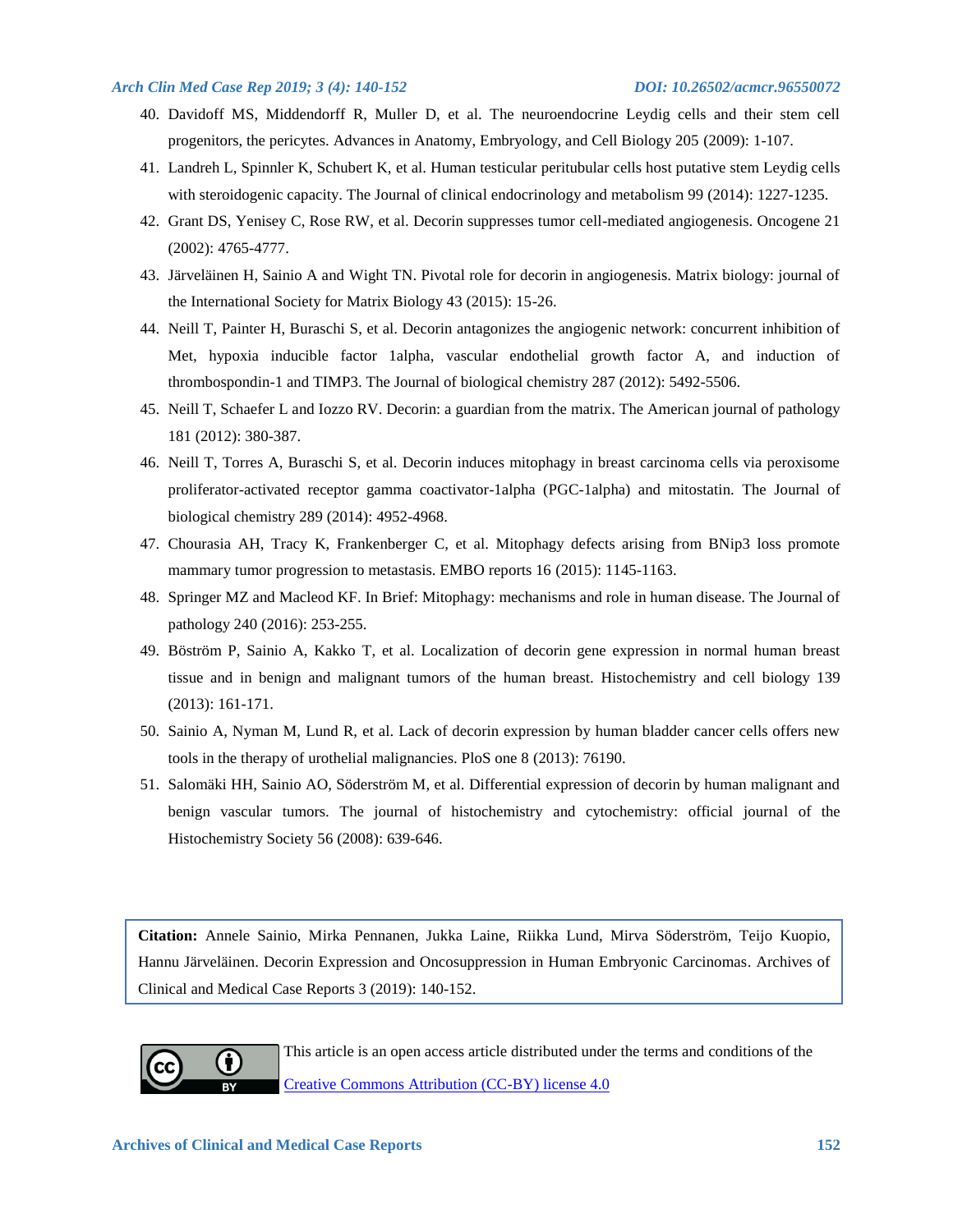40. Davidoff MS, Middendorff R, Muller D, et al. The neuroendocrine Leydig cells and their stem cell progenitors, the pericytes. Advances in Anatomy, Embryology, and Cell Biology 205 (2009): 1-107.
41. Landreh L, Spinnler K, Schubert K, et al. Human testicular peritubular cells host putative stem Leydig cells with steroidogenic capacity. The Journal of clinical endocrinology and metabolism 99 (2014): 1227-1235.
42. Grant DS, Yenisey C, Rose RW, et al. Decorin suppresses tumor cell-mediated angiogenesis. Oncogene 21 (2002): 4765-4777.
43. Järveläinen H, Sainio A and Wight TN. Pivotal role for decorin in angiogenesis. Matrix biology: journal of the International Society for Matrix Biology 43 (2015): 15-26.
44. Neill T, Painter H, Buraschi S, et al. Decorin antagonizes the angiogenic network: concurrent inhibition of Met, hypoxia inducible factor 1alpha, vascular endothelial growth factor A, and induction of thrombospondin-1 and TIMP3. The Journal of biological chemistry 287 (2012): 5492-5506.
45. Neill T, Schaefer L and Iozzo RV. Decorin: a guardian from the matrix. The American journal of pathology 181 (2012): 380-387.
46. Neill T, Torres A, Buraschi S, et al. Decorin induces mitophagy in breast carcinoma cells via peroxisome proliferator-activated receptor gamma coactivator-1alpha (PGC-1alpha) and mitostatin. The Journal of biological chemistry 289 (2014): 4952-4968.
47. Chourasia AH, Tracy K, Frankenberger C, et al. Mitophagy defects arising from BNip3 loss promote mammary tumor progression to metastasis. EMBO reports 16 (2015): 1145-1163.
48. Springer MZ and Macleod KF. In Brief: Mitophagy: mechanisms and role in human disease. The Journal of pathology 240 (2016): 253-255.
49. Böström P, Sainio A, Kakko T, et al. Localization of decorin gene expression in normal human breast tissue and in benign and malignant tumors of the human breast. Histochemistry and cell biology 139 (2013): 161-171.
50. Sainio A, Nyman M, Lund R, et al. Lack of decorin expression by human bladder cancer cells offers new tools in the therapy of urothelial malignancies. PloS one 8 (2013): 76190.
51. Salomäki HH, Sainio AO, Söderström M, et al. Differential expression of decorin by human malignant and benign vascular tumors. The journal of histochemistry and cytochemistry: official journal of the Histochemistry Society 56 (2008): 639-646.

**Citation:** Annele Sainio, Mirka Pennanen, Jukka Laine, Riikka Lund, Mirva Söderström, Teijo Kuopio, Hannu Järveläinen. Decorin Expression and Oncosuppression in Human Embryonic Carcinomas. Archives of Clinical and Medical Case Reports 3 (2019): 140-152.

This article is an open access article distributed under the terms and conditions of the Creative Commons Attribution (CC-BY) license 4.0